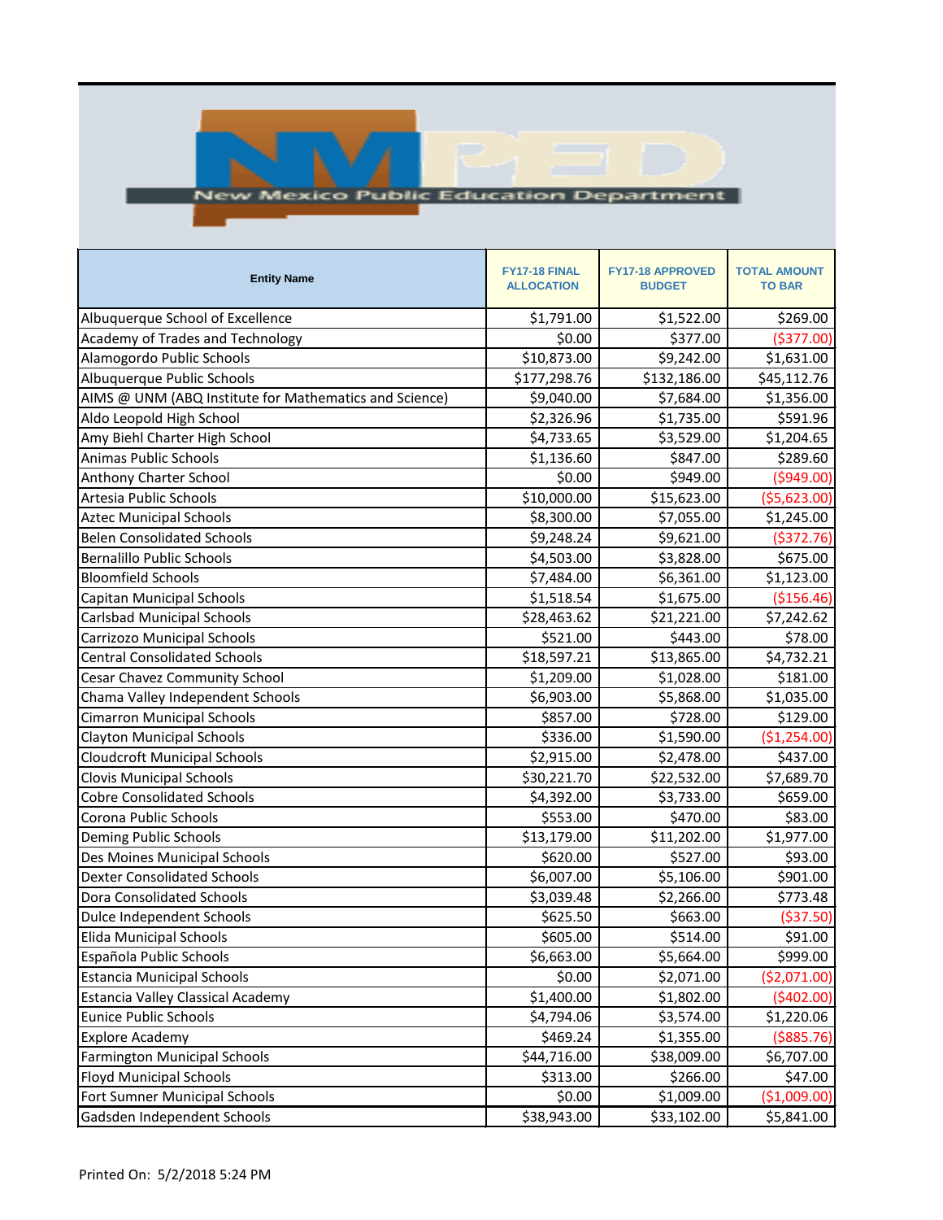New Mexico Public Education Department

| Entity Name | FY17-18 FINAL ALLOCATION | FY17-18 APPROVED BUDGET | TOTAL AMOUNT TO BAR |
|---|---|---|---|
| Albuquerque School of Excellence | $1,791.00 | $1,522.00 | $269.00 |
| Academy of Trades and Technology | $0.00 | $377.00 | ($377.00) |
| Alamogordo Public Schools | $10,873.00 | $9,242.00 | $1,631.00 |
| Albuquerque Public Schools | $177,298.76 | $132,186.00 | $45,112.76 |
| AIMS @ UNM (ABQ Institute for Mathematics and Science) | $9,040.00 | $7,684.00 | $1,356.00 |
| Aldo Leopold High School | $2,326.96 | $1,735.00 | $591.96 |
| Amy Biehl Charter High School | $4,733.65 | $3,529.00 | $1,204.65 |
| Animas Public Schools | $1,136.60 | $847.00 | $289.60 |
| Anthony Charter School | $0.00 | $949.00 | ($949.00) |
| Artesia Public Schools | $10,000.00 | $15,623.00 | ($5,623.00) |
| Aztec Municipal Schools | $8,300.00 | $7,055.00 | $1,245.00 |
| Belen Consolidated Schools | $9,248.24 | $9,621.00 | ($372.76) |
| Bernalillo Public Schools | $4,503.00 | $3,828.00 | $675.00 |
| Bloomfield Schools | $7,484.00 | $6,361.00 | $1,123.00 |
| Capitan Municipal Schools | $1,518.54 | $1,675.00 | ($156.46) |
| Carlsbad Municipal Schools | $28,463.62 | $21,221.00 | $7,242.62 |
| Carrizozo Municipal Schools | $521.00 | $443.00 | $78.00 |
| Central Consolidated Schools | $18,597.21 | $13,865.00 | $4,732.21 |
| Cesar Chavez Community School | $1,209.00 | $1,028.00 | $181.00 |
| Chama Valley Independent Schools | $6,903.00 | $5,868.00 | $1,035.00 |
| Cimarron Municipal Schools | $857.00 | $728.00 | $129.00 |
| Clayton Municipal Schools | $336.00 | $1,590.00 | ($1,254.00) |
| Cloudcroft Municipal Schools | $2,915.00 | $2,478.00 | $437.00 |
| Clovis Municipal Schools | $30,221.70 | $22,532.00 | $7,689.70 |
| Cobre Consolidated Schools | $4,392.00 | $3,733.00 | $659.00 |
| Corona Public Schools | $553.00 | $470.00 | $83.00 |
| Deming Public Schools | $13,179.00 | $11,202.00 | $1,977.00 |
| Des Moines Municipal Schools | $620.00 | $527.00 | $93.00 |
| Dexter Consolidated Schools | $6,007.00 | $5,106.00 | $901.00 |
| Dora Consolidated Schools | $3,039.48 | $2,266.00 | $773.48 |
| Dulce Independent Schools | $625.50 | $663.00 | ($37.50) |
| Elida Municipal Schools | $605.00 | $514.00 | $91.00 |
| Española Public Schools | $6,663.00 | $5,664.00 | $999.00 |
| Estancia Municipal Schools | $0.00 | $2,071.00 | ($2,071.00) |
| Estancia Valley Classical Academy | $1,400.00 | $1,802.00 | ($402.00) |
| Eunice Public Schools | $4,794.06 | $3,574.00 | $1,220.06 |
| Explore Academy | $469.24 | $1,355.00 | ($885.76) |
| Farmington Municipal Schools | $44,716.00 | $38,009.00 | $6,707.00 |
| Floyd Municipal Schools | $313.00 | $266.00 | $47.00 |
| Fort Sumner Municipal Schools | $0.00 | $1,009.00 | ($1,009.00) |
| Gadsden Independent Schools | $38,943.00 | $33,102.00 | $5,841.00 |

Printed On: 5/2/2018 5:24 PM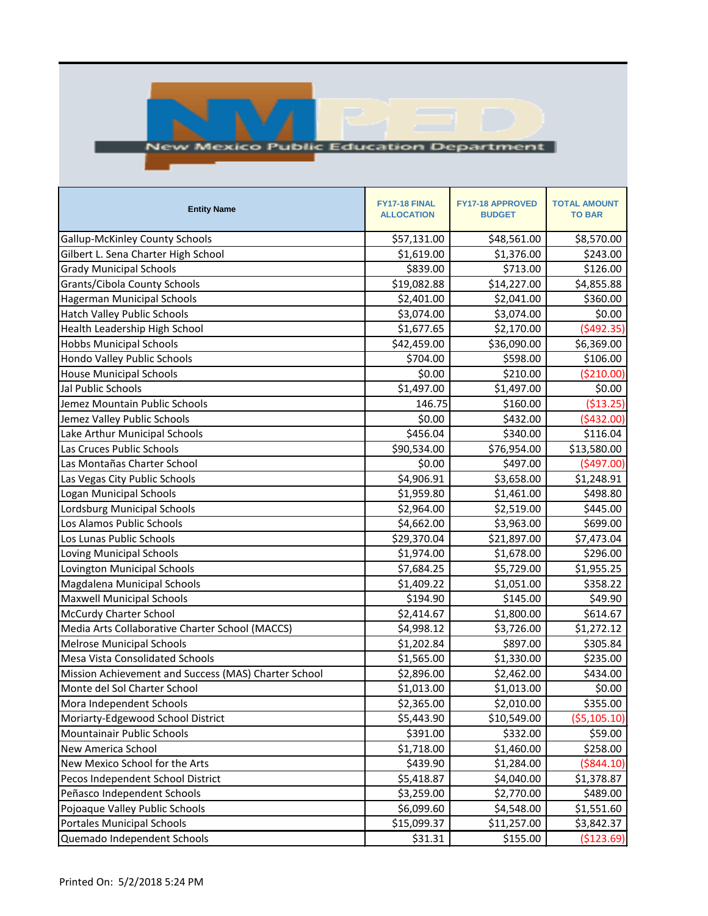New Mexico Public Education Department

| Entity Name | FY17-18 FINAL ALLOCATION | FY17-18 APPROVED BUDGET | TOTAL AMOUNT TO BAR |
|---|---|---|---|
| Gallup-McKinley County Schools | $57,131.00 | $48,561.00 | $8,570.00 |
| Gilbert L. Sena Charter High School | $1,619.00 | $1,376.00 | $243.00 |
| Grady Municipal Schools | $839.00 | $713.00 | $126.00 |
| Grants/Cibola County Schools | $19,082.88 | $14,227.00 | $4,855.88 |
| Hagerman Municipal Schools | $2,401.00 | $2,041.00 | $360.00 |
| Hatch Valley Public Schools | $3,074.00 | $3,074.00 | $0.00 |
| Health Leadership High School | $1,677.65 | $2,170.00 | ($492.35) |
| Hobbs Municipal Schools | $42,459.00 | $36,090.00 | $6,369.00 |
| Hondo Valley Public Schools | $704.00 | $598.00 | $106.00 |
| House Municipal Schools | $0.00 | $210.00 | ($210.00) |
| Jal Public Schools | $1,497.00 | $1,497.00 | $0.00 |
| Jemez Mountain Public Schools | 146.75 | $160.00 | ($13.25) |
| Jemez Valley Public Schools | $0.00 | $432.00 | ($432.00) |
| Lake Arthur Municipal Schools | $456.04 | $340.00 | $116.04 |
| Las Cruces Public Schools | $90,534.00 | $76,954.00 | $13,580.00 |
| Las Montañas Charter School | $0.00 | $497.00 | ($497.00) |
| Las Vegas City Public Schools | $4,906.91 | $3,658.00 | $1,248.91 |
| Logan Municipal Schools | $1,959.80 | $1,461.00 | $498.80 |
| Lordsburg Municipal Schools | $2,964.00 | $2,519.00 | $445.00 |
| Los Alamos Public Schools | $4,662.00 | $3,963.00 | $699.00 |
| Los Lunas Public Schools | $29,370.04 | $21,897.00 | $7,473.04 |
| Loving Municipal Schools | $1,974.00 | $1,678.00 | $296.00 |
| Lovington Municipal Schools | $7,684.25 | $5,729.00 | $1,955.25 |
| Magdalena Municipal Schools | $1,409.22 | $1,051.00 | $358.22 |
| Maxwell Municipal Schools | $194.90 | $145.00 | $49.90 |
| McCurdy Charter School | $2,414.67 | $1,800.00 | $614.67 |
| Media Arts Collaborative Charter School (MACCS) | $4,998.12 | $3,726.00 | $1,272.12 |
| Melrose Municipal Schools | $1,202.84 | $897.00 | $305.84 |
| Mesa Vista Consolidated Schools | $1,565.00 | $1,330.00 | $235.00 |
| Mission Achievement and Success (MAS) Charter School | $2,896.00 | $2,462.00 | $434.00 |
| Monte del Sol Charter School | $1,013.00 | $1,013.00 | $0.00 |
| Mora Independent Schools | $2,365.00 | $2,010.00 | $355.00 |
| Moriarty-Edgewood School District | $5,443.90 | $10,549.00 | ($5,105.10) |
| Mountainair Public Schools | $391.00 | $332.00 | $59.00 |
| New America School | $1,718.00 | $1,460.00 | $258.00 |
| New Mexico School for the Arts | $439.90 | $1,284.00 | ($844.10) |
| Pecos Independent School District | $5,418.87 | $4,040.00 | $1,378.87 |
| Peñasco Independent Schools | $3,259.00 | $2,770.00 | $489.00 |
| Pojoaque Valley Public Schools | $6,099.60 | $4,548.00 | $1,551.60 |
| Portales Municipal Schools | $15,099.37 | $11,257.00 | $3,842.37 |
| Quemado Independent Schools | $31.31 | $155.00 | ($123.69) |

Printed On: 5/2/2018 5:24 PM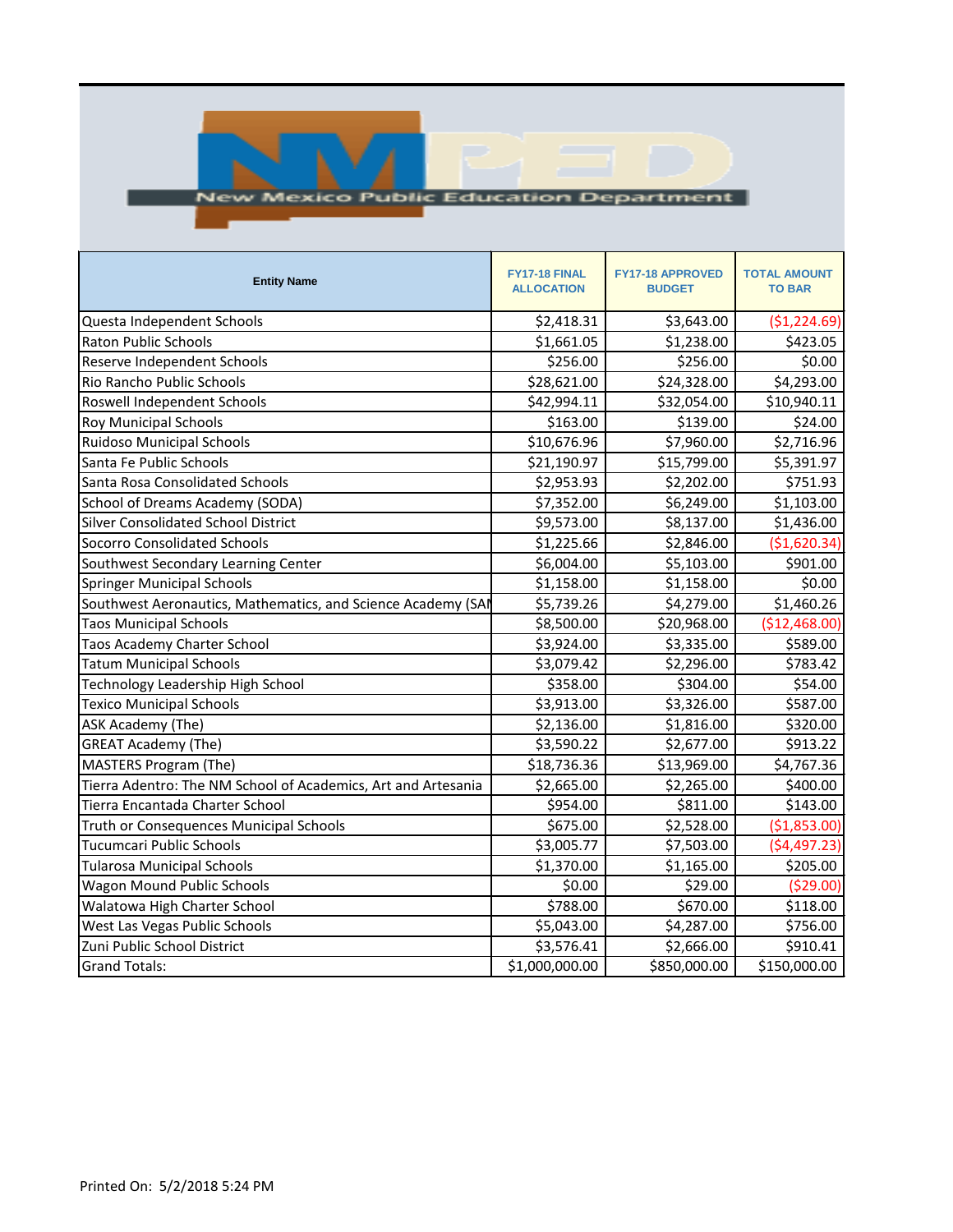| Entity Name | FY17-18 FINAL ALLOCATION | FY17-18 APPROVED BUDGET | TOTAL AMOUNT TO BAR |
|---|---|---|---|
| Questa Independent Schools | $2,418.31 | $3,643.00 | ($1,224.69) |
| Raton Public Schools | $1,661.05 | $1,238.00 | $423.05 |
| Reserve Independent Schools | $256.00 | $256.00 | $0.00 |
| Rio Rancho Public Schools | $28,621.00 | $24,328.00 | $4,293.00 |
| Roswell Independent Schools | $42,994.11 | $32,054.00 | $10,940.11 |
| Roy Municipal Schools | $163.00 | $139.00 | $24.00 |
| Ruidoso Municipal Schools | $10,676.96 | $7,960.00 | $2,716.96 |
| Santa Fe Public Schools | $21,190.97 | $15,799.00 | $5,391.97 |
| Santa Rosa Consolidated Schools | $2,953.93 | $2,202.00 | $751.93 |
| School of Dreams Academy (SODA) | $7,352.00 | $6,249.00 | $1,103.00 |
| Silver Consolidated School District | $9,573.00 | $8,137.00 | $1,436.00 |
| Socorro Consolidated Schools | $1,225.66 | $2,846.00 | ($1,620.34) |
| Southwest Secondary Learning Center | $6,004.00 | $5,103.00 | $901.00 |
| Springer Municipal Schools | $1,158.00 | $1,158.00 | $0.00 |
| Southwest Aeronautics, Mathematics, and Science Academy (SAM | $5,739.26 | $4,279.00 | $1,460.26 |
| Taos Municipal Schools | $8,500.00 | $20,968.00 | ($12,468.00) |
| Taos Academy Charter School | $3,924.00 | $3,335.00 | $589.00 |
| Tatum Municipal Schools | $3,079.42 | $2,296.00 | $783.42 |
| Technology Leadership High School | $358.00 | $304.00 | $54.00 |
| Texico Municipal Schools | $3,913.00 | $3,326.00 | $587.00 |
| ASK Academy (The) | $2,136.00 | $1,816.00 | $320.00 |
| GREAT Academy (The) | $3,590.22 | $2,677.00 | $913.22 |
| MASTERS Program (The) | $18,736.36 | $13,969.00 | $4,767.36 |
| Tierra Adentro: The NM School of Academics, Art and Artesania | $2,665.00 | $2,265.00 | $400.00 |
| Tierra Encantada Charter School | $954.00 | $811.00 | $143.00 |
| Truth or Consequences Municipal Schools | $675.00 | $2,528.00 | ($1,853.00) |
| Tucumcari Public Schools | $3,005.77 | $7,503.00 | ($4,497.23) |
| Tularosa Municipal Schools | $1,370.00 | $1,165.00 | $205.00 |
| Wagon Mound Public Schools | $0.00 | $29.00 | ($29.00) |
| Walatowa High Charter School | $788.00 | $670.00 | $118.00 |
| West Las Vegas Public Schools | $5,043.00 | $4,287.00 | $756.00 |
| Zuni Public School District | $3,576.41 | $2,666.00 | $910.41 |
| Grand Totals: | $1,000,000.00 | $850,000.00 | $150,000.00 |

Printed On: 5/2/2018 5:24 PM